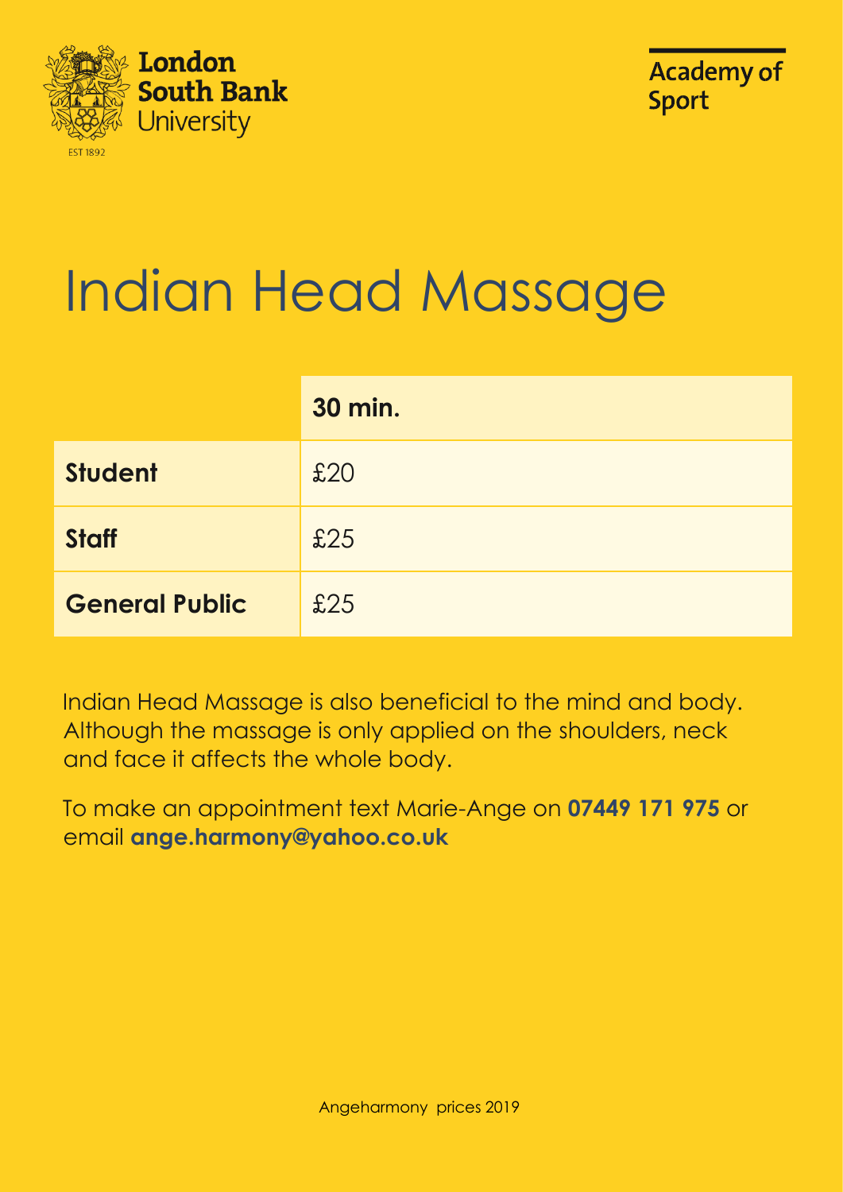London South Bank University

EST 1892

Academy of Sport

# Indian Head Massage

| | 30 min. |
|---|---|
| **Student** | £20 |
| **Staff** | £25 |
| **General Public** | £25 |

Indian Head Massage is also beneficial to the mind and body. Although the massage is only applied on the shoulders, neck and face it affects the whole body.

To make an appointment text Marie-Ange on **07449 171 975** or email **ange.harmony@yahoo.co.uk**

Angeharmony prices 2019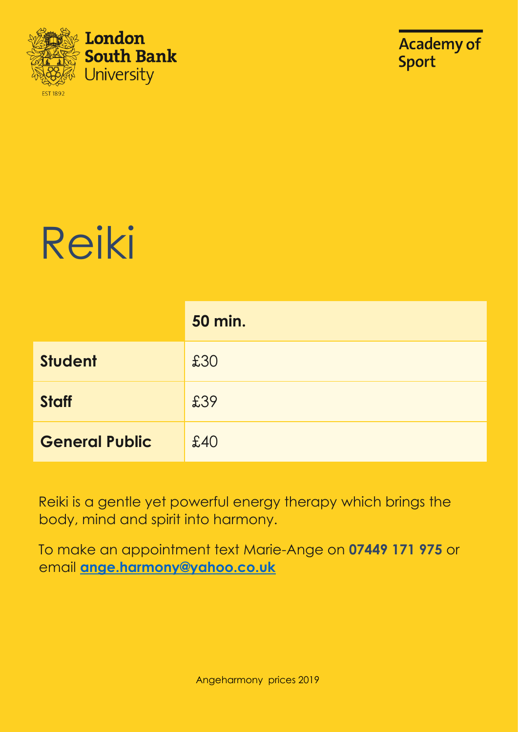London South Bank University

EST 1892

Academy of Sport

# Reiki

| | 50 min. |
|---|---|
| **Student** | £30 |
| **Staff** | £39 |
| **General Public** | £40 |

Reiki is a gentle yet powerful energy therapy which brings the body, mind and spirit into harmony.

To make an appointment text Marie-Ange on **07449 171 975** or email **ange.harmony@yahoo.co.uk**

Angeharmony prices 2019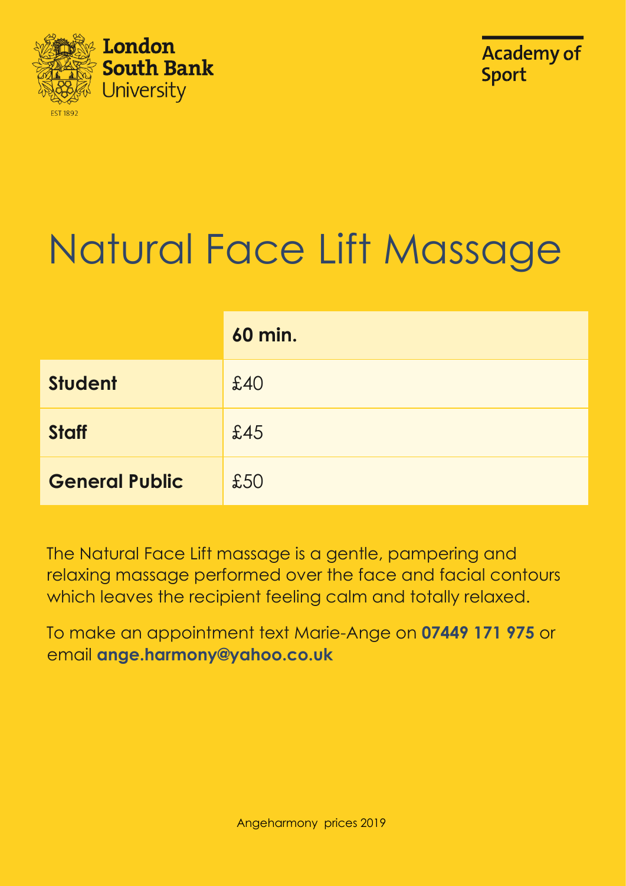London South Bank University

EST 1892

Academy of Sport

# Natural Face Lift Massage

| | 60 min. |
|---|---|
| **Student** | £40 |
| **Staff** | £45 |
| **General Public** | £50 |

The Natural Face Lift massage is a gentle, pampering and relaxing massage performed over the face and facial contours which leaves the recipient feeling calm and totally relaxed.

To make an appointment text Marie-Ange on **07449 171 975** or email **ange.harmony@yahoo.co.uk**

Angeharmony prices 2019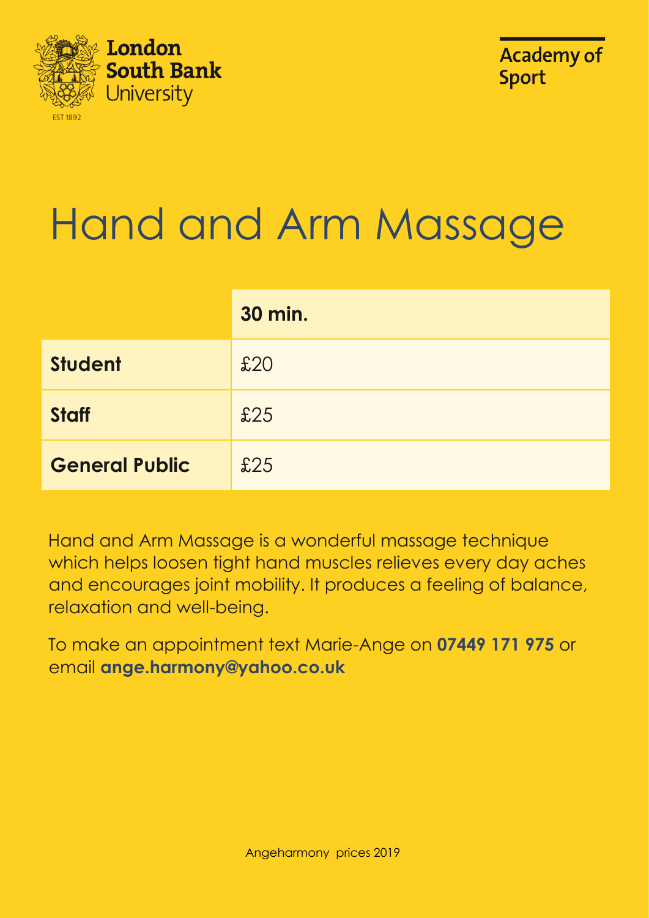London South Bank University

EST 1892

Academy of Sport

# Hand and Arm Massage

| | **30 min.** |
|---|---|
| **Student** | £20 |
| **Staff** | £25 |
| **General Public** | £25 |

Hand and Arm Massage is a wonderful massage technique which helps loosen tight hand muscles relieves every day aches and encourages joint mobility. It produces a feeling of balance, relaxation and well-being.

To make an appointment text Marie-Ange on **07449 171 975** or email **ange.harmony@yahoo.co.uk**

Angeharmony prices 2019